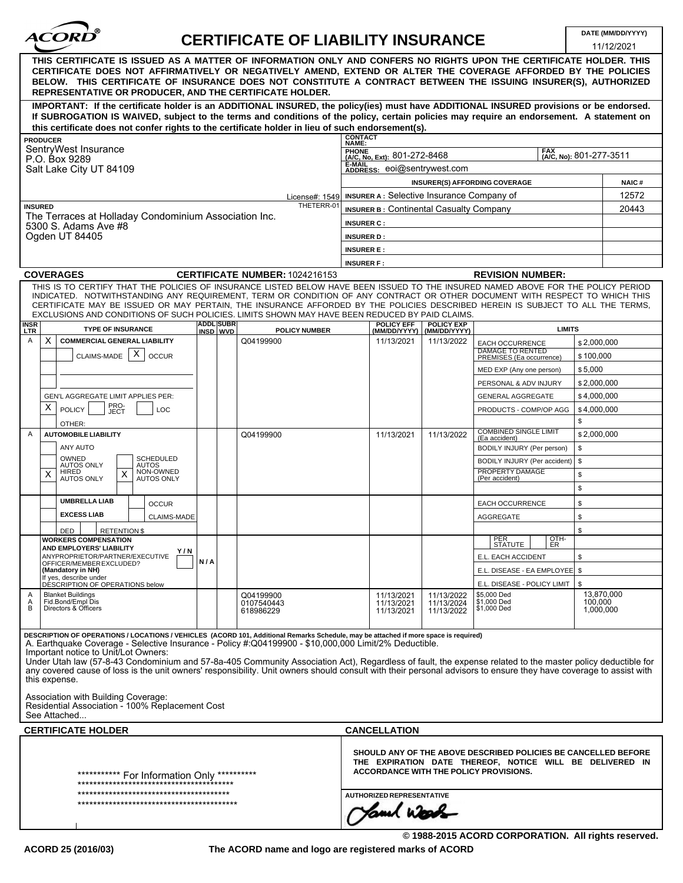# ACORD® CERTIFICATE OF LIABILITY INSURANCE

**DATE (MM/DD/YYYY):** 11/12/2021

**THIS CERTIFICATE IS ISSUED AS A MATTER OF INFORMATION ONLY AND CONFERS NO RIGHTS UPON THE CERTIFICATE HOLDER. THIS CERTIFICATE DOES NOT AFFIRMATIVELY OR NEGATIVELY AMEND, EXTEND OR ALTER THE COVERAGE AFFORDED BY THE POLICIES BELOW. THIS CERTIFICATE OF INSURANCE DOES NOT CONSTITUTE A CONTRACT BETWEEN THE ISSUING INSURER(S), AUTHORIZED REPRESENTATIVE OR PRODUCER, AND THE CERTIFICATE HOLDER.**

**IMPORTANT: If the certificate holder is an ADDITIONAL INSURED, the policy(ies) must have ADDITIONAL INSURED provisions or be endorsed. If SUBROGATION IS WAIVED, subject to the terms and conditions of the policy, certain policies may require an endorsement. A statement on this certificate does not confer rights to the certificate holder in lieu of such endorsement(s).**

**PRODUCER**
SentryWest Insurance
P.O. Box 9289
Salt Lake City UT 84109
License#: 1549

**CONTACT NAME:**
**PHONE (A/C, No, Ext):** 801-272-8468 **FAX (A/C, No):** 801-277-3511
**E-MAIL ADDRESS:** eoi@sentrywest.com

| INSURER(S) AFFORDING COVERAGE | NAIC # |
|---|---|
| INSURER A : Selective Insurance Company of | 12572 |
| INSURER B : Continental Casualty Company | 20443 |
| INSURER C : | |
| INSURER D : | |
| INSURER E : | |
| INSURER F : | |

**INSURED** THETERR-01
The Terraces at Holladay Condominium Association Inc.
5300 S. Adams Ave #8
Ogden UT 84405

**COVERAGES** **CERTIFICATE NUMBER:** 1024216153 **REVISION NUMBER:**

THIS IS TO CERTIFY THAT THE POLICIES OF INSURANCE LISTED BELOW HAVE BEEN ISSUED TO THE INSURED NAMED ABOVE FOR THE POLICY PERIOD INDICATED. NOTWITHSTANDING ANY REQUIREMENT, TERM OR CONDITION OF ANY CONTRACT OR OTHER DOCUMENT WITH RESPECT TO WHICH THIS CERTIFICATE MAY BE ISSUED OR MAY PERTAIN, THE INSURANCE AFFORDED BY THE POLICIES DESCRIBED HEREIN IS SUBJECT TO ALL THE TERMS, EXCLUSIONS AND CONDITIONS OF SUCH POLICIES. LIMITS SHOWN MAY HAVE BEEN REDUCED BY PAID CLAIMS.

| INSR LTR | TYPE OF INSURANCE | ADDL INSD | SUBR WVD | POLICY NUMBER | POLICY EFF (MM/DD/YYYY) | POLICY EXP (MM/DD/YYYY) | LIMITS | |
|---|---|---|---|---|---|---|---|---|
| A | X COMMERCIAL GENERAL LIABILITY | | | Q04199900 | 11/13/2021 | 11/13/2022 | EACH OCCURRENCE | $2,000,000 |
| | CLAIMS-MADE X OCCUR | | | | | | DAMAGE TO RENTED PREMISES (Ea occurrence) | $100,000 |
| | | | | | | | MED EXP (Any one person) | $5,000 |
| | | | | | | | PERSONAL & ADV INJURY | $2,000,000 |
| | GEN'L AGGREGATE LIMIT APPLIES PER: | | | | | | GENERAL AGGREGATE | $4,000,000 |
| | X POLICY PRO-JECT LOC | | | | | | PRODUCTS - COMP/OP AGG | $4,000,000 |
| | OTHER: | | | | | | | $ |
| A | AUTOMOBILE LIABILITY | | | Q04199900 | 11/13/2021 | 11/13/2022 | COMBINED SINGLE LIMIT (Ea accident) | $2,000,000 |
| | ANY AUTO | | | | | | BODILY INJURY (Per person) | $ |
| | OWNED AUTOS ONLY / SCHEDULED AUTOS | | | | | | BODILY INJURY (Per accident) | $ |
| | X HIRED AUTOS ONLY / X NON-OWNED AUTOS ONLY | | | | | | PROPERTY DAMAGE (Per accident) | $ |
| | | | | | | | | $ |
| | UMBRELLA LIAB / OCCUR | | | | | | EACH OCCURRENCE | $ |
| | EXCESS LIAB / CLAIMS-MADE | | | | | | AGGREGATE | $ |
| | DED / RETENTION $ | | | | | | | $ |
| | WORKERS COMPENSATION AND EMPLOYERS' LIABILITY Y/N | | | | | | PER STATUTE / OTH-ER | |
| | ANYPROPRIETOR/PARTNER/EXECUTIVE OFFICER/MEMBER EXCLUDED? (Mandatory in NH) | N/A | | | | | E.L. EACH ACCIDENT | $ |
| | If yes, describe under DESCRIPTION OF OPERATIONS below | | | | | | E.L. DISEASE - EA EMPLOYEE | $ |
| | | | | | | | E.L. DISEASE - POLICY LIMIT | $ |
| A | Blanket Buildings | | | Q04199900 | 11/13/2021 | 11/13/2022 | $5,000 Ded | 13,870,000 |
| A | Fid.Bond/Empl Dis | | | 0107540443 | 11/13/2021 | 11/13/2024 | $1,000 Ded | 100,000 |
| B | Directors & Officers | | | 618986229 | 11/13/2021 | 11/13/2022 | $1,000 Ded | 1,000,000 |

**DESCRIPTION OF OPERATIONS / LOCATIONS / VEHICLES (ACORD 101, Additional Remarks Schedule, may be attached if more space is required)**

A. Earthquake Coverage - Selective Insurance - Policy #:Q04199900 - $10,000,000 Limit/2% Deductible.
Important notice to Unit/Lot Owners:
Under Utah law (57-8-43 Condominium and 57-8a-405 Community Association Act), Regardless of fault, the expense related to the master policy deductible for any covered cause of loss is the unit owners' responsibility. Unit owners should consult with their personal advisors to ensure they have coverage to assist with this expense.

Association with Building Coverage:
Residential Association - 100% Replacement Cost
See Attached...

**CERTIFICATE HOLDER**

*********** For Information Only **********
*****************************************
*****************************************
*******************************************

**CANCELLATION**

**SHOULD ANY OF THE ABOVE DESCRIBED POLICIES BE CANCELLED BEFORE THE EXPIRATION DATE THEREOF, NOTICE WILL BE DELIVERED IN ACCORDANCE WITH THE POLICY PROVISIONS.**

**AUTHORIZED REPRESENTATIVE**
Jamil Woods

© 1988-2015 ACORD CORPORATION. All rights reserved.

ACORD 25 (2016/03) The ACORD name and logo are registered marks of ACORD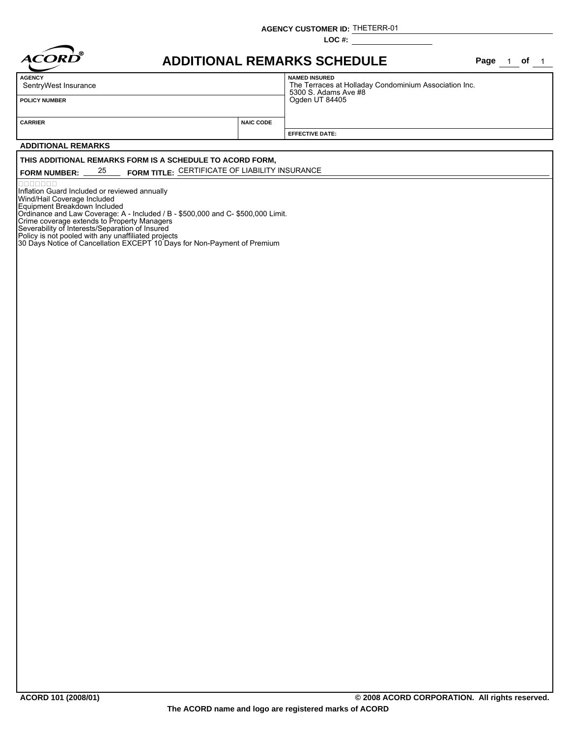AGENCY CUSTOMER ID: THETERR-01

LOC #:

# ACORD ADDITIONAL REMARKS SCHEDULE

Page 1 of 1

| | | |
|---|---|---|
| AGENCY<br>SentryWest Insurance | | NAMED INSURED<br>The Terraces at Holladay Condominium Association Inc.<br>5300 S. Adams Ave #8<br>Ogden UT 84405 |
| POLICY NUMBER | | |
| CARRIER | NAIC CODE | EFFECTIVE DATE: |

## ADDITIONAL REMARKS

THIS ADDITIONAL REMARKS FORM IS A SCHEDULE TO ACORD FORM,

FORM NUMBER: 25 FORM TITLE: CERTIFICATE OF LIABILITY INSURANCE

Inflation Guard Included or reviewed annually
Wind/Hail Coverage Included
Equipment Breakdown Included
Ordinance and Law Coverage: A - Included / B - $500,000 and C- $500,000 Limit.
Crime coverage extends to Property Managers
Severability of Interests/Separation of Insured
Policy is not pooled with any unaffiliated projects
30 Days Notice of Cancellation EXCEPT 10 Days for Non-Payment of Premium

ACORD 101 (2008/01) © 2008 ACORD CORPORATION. All rights reserved.

The ACORD name and logo are registered marks of ACORD